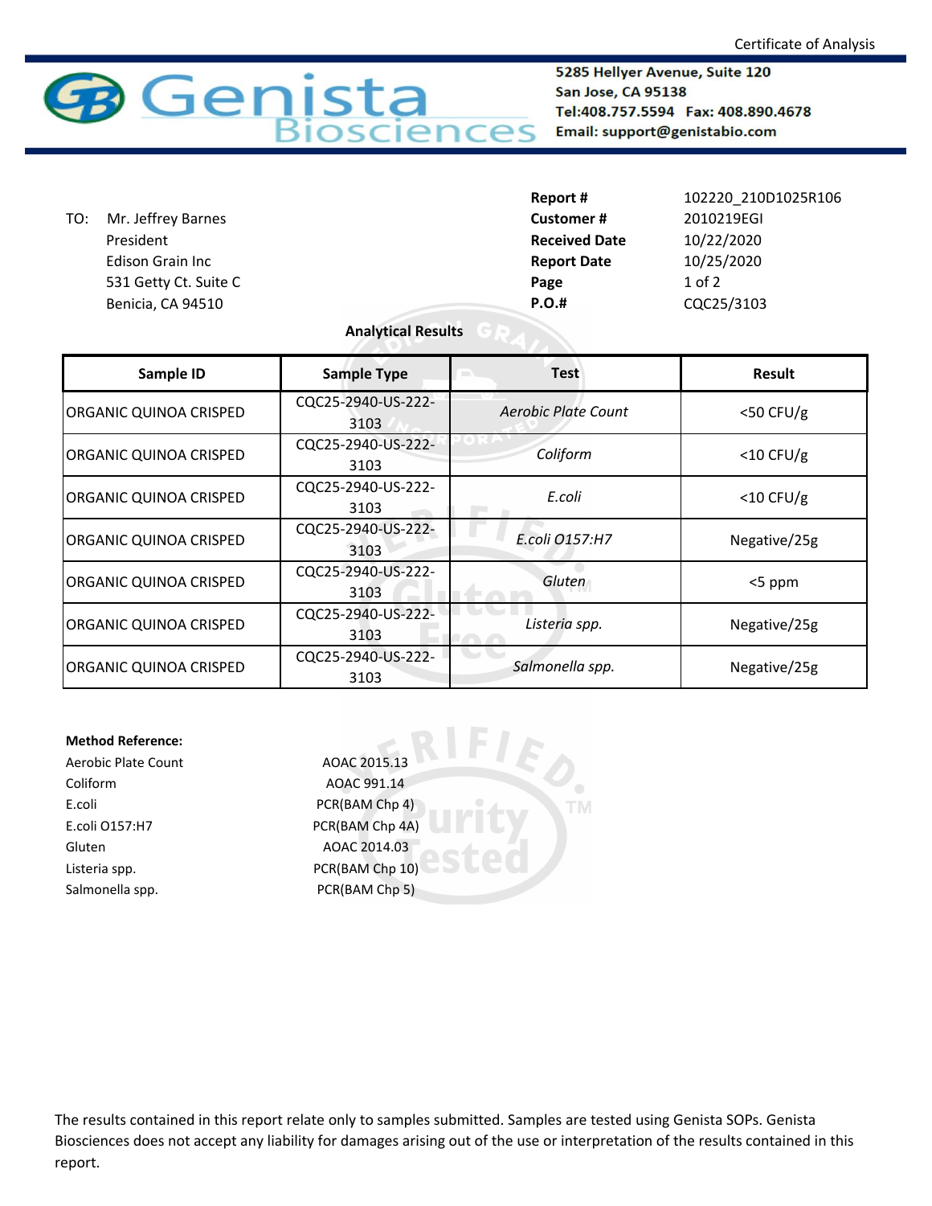Certificate of Analysis

# Genista Biosciences

**5285 Hellyer Avenue, Suite 120**
**San Jose, CA 95138**
**Tel:408.757.5594 Fax: 408.890.4678**
**Email: support@genistabio.com**

TO: Mr. Jeffrey Barnes
President
Edison Grain Inc
531 Getty Ct. Suite C
Benicia, CA 94510

| | |
|---|---|
| **Report #** | 102220_210D1025R106 |
| **Customer #** | 2010219EGI |
| **Received Date** | 10/22/2020 |
| **Report Date** | 10/25/2020 |
| **Page** | 1 of 2 |
| **P.O.#** | CQC25/3103 |

**Analytical Results**

| Sample ID | Sample Type | Test | Result |
|---|---|---|---|
| ORGANIC QUINOA CRISPED | CQC25-2940-US-222-3103 | *Aerobic Plate Count* | <50 CFU/g |
| ORGANIC QUINOA CRISPED | CQC25-2940-US-222-3103 | *Coliform* | <10 CFU/g |
| ORGANIC QUINOA CRISPED | CQC25-2940-US-222-3103 | *E.coli* | <10 CFU/g |
| ORGANIC QUINOA CRISPED | CQC25-2940-US-222-3103 | *E.coli O157:H7* | Negative/25g |
| ORGANIC QUINOA CRISPED | CQC25-2940-US-222-3103 | *Gluten* | <5 ppm |
| ORGANIC QUINOA CRISPED | CQC25-2940-US-222-3103 | *Listeria spp.* | Negative/25g |
| ORGANIC QUINOA CRISPED | CQC25-2940-US-222-3103 | *Salmonella spp.* | Negative/25g |

**Method Reference:**

| | |
|---|---|
| Aerobic Plate Count | AOAC 2015.13 |
| Coliform | AOAC 991.14 |
| E.coli | PCR(BAM Chp 4) |
| E.coli O157:H7 | PCR(BAM Chp 4A) |
| Gluten | AOAC 2014.03 |
| Listeria spp. | PCR(BAM Chp 10) |
| Salmonella spp. | PCR(BAM Chp 5) |

The results contained in this report relate only to samples submitted. Samples are tested using Genista SOPs. Genista Biosciences does not accept any liability for damages arising out of the use or interpretation of the results contained in this report.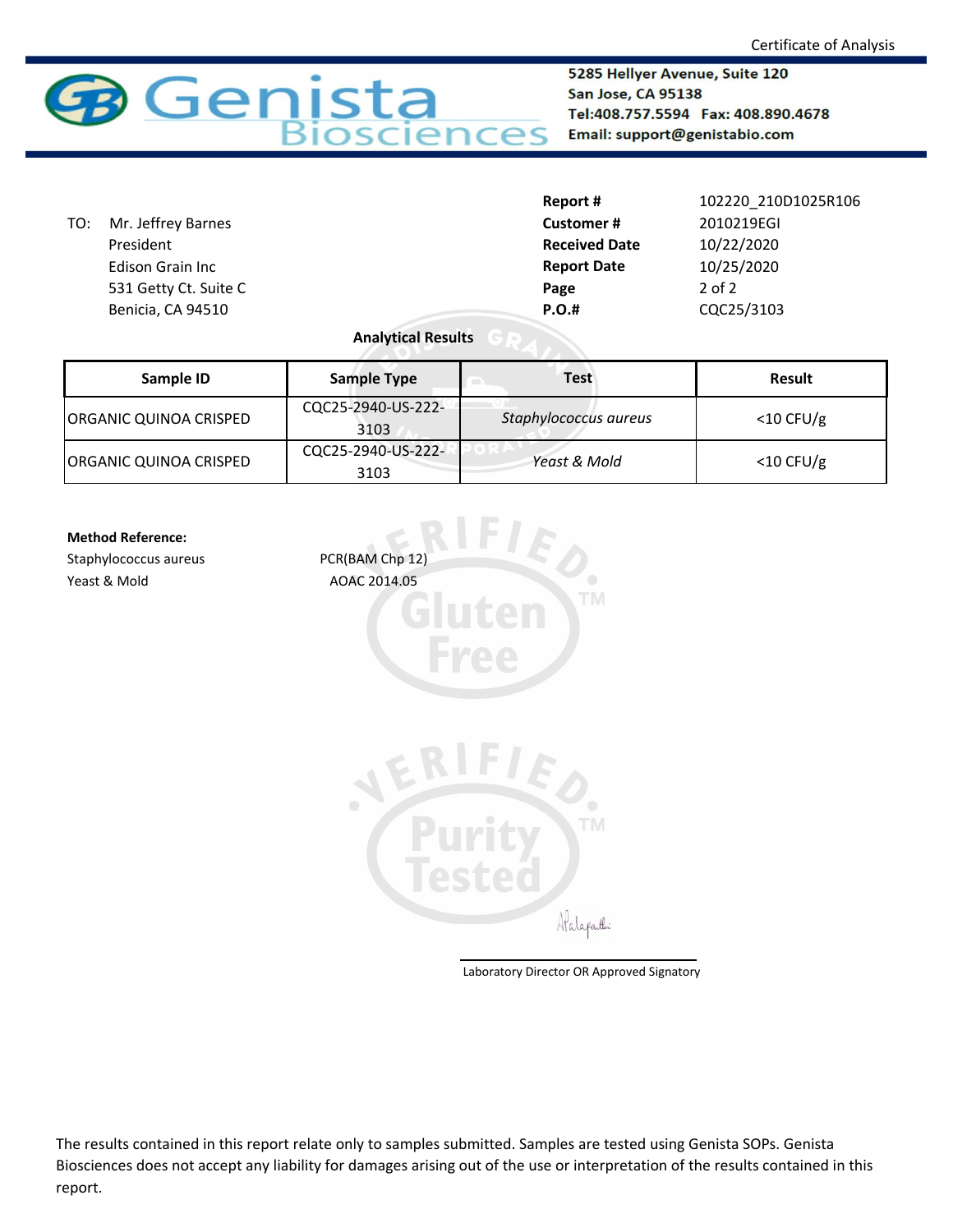Certificate of Analysis

**Genista Biosciences**

**5285 Hellyer Avenue, Suite 120**
**San Jose, CA 95138**
**Tel:408.757.5594 Fax: 408.890.4678**
**Email: support@genistabio.com**

TO: Mr. Jeffrey Barnes
President
Edison Grain Inc
531 Getty Ct. Suite C
Benicia, CA 94510

| | |
|---|---|
| **Report #** | 102220_210D1025R106 |
| **Customer #** | 2010219EGI |
| **Received Date** | 10/22/2020 |
| **Report Date** | 10/25/2020 |
| **Page** | 2 of 2 |
| **P.O.#** | CQC25/3103 |

**Analytical Results**

| Sample ID | Sample Type | Test | Result |
|---|---|---|---|
| ORGANIC QUINOA CRISPED | CQC25-2940-US-222-3103 | *Staphylococcus aureus* | <10 CFU/g |
| ORGANIC QUINOA CRISPED | CQC25-2940-US-222-3103 | *Yeast & Mold* | <10 CFU/g |

**Method Reference:**

| | |
|---|---|
| Staphylococcus aureus | PCR(BAM Chp 12) |
| Yeast & Mold | AOAC 2014.05 |

Laboratory Director OR Approved Signatory

The results contained in this report relate only to samples submitted. Samples are tested using Genista SOPs. Genista Biosciences does not accept any liability for damages arising out of the use or interpretation of the results contained in this report.